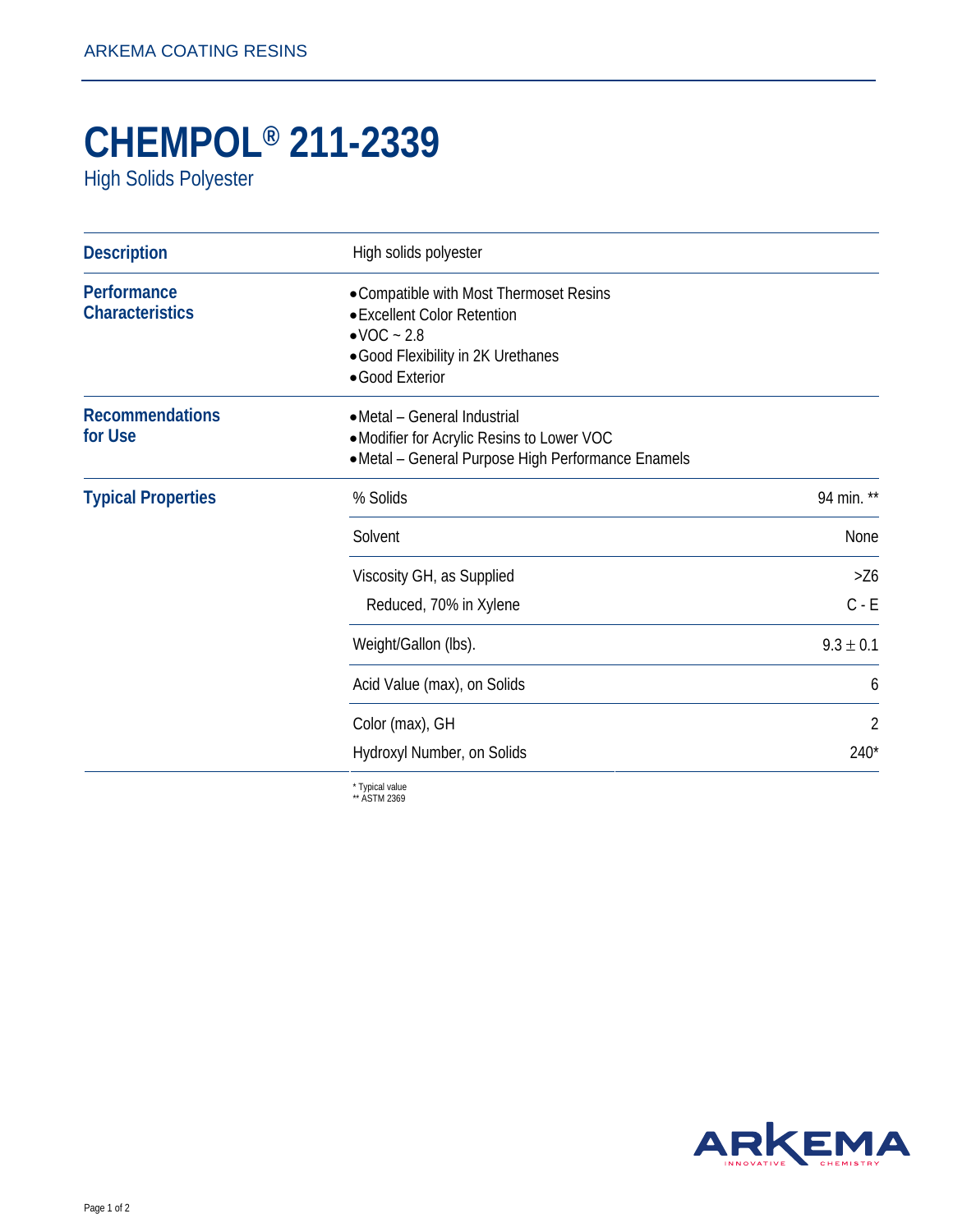ARKEMA COATING RESINS

# CHEMPOL® 211-2339

High Solids Polyester

## Description

High solids polyester

## Performance Characteristics

- Compatible with Most Thermoset Resins
- Excellent Color Retention
- VOC ~ 2.8
- Good Flexibility in 2K Urethanes
- Good Exterior

## Recommendations for Use

- Metal – General Industrial
- Modifier for Acrylic Resins to Lower VOC
- Metal – General Purpose High Performance Enamels

## Typical Properties

| Property | Value |
|---|---|
| % Solids | 94 min. ** |
| Solvent | None |
| Viscosity GH, as Supplied | >Z6 |
| Reduced, 70% in Xylene | C - E |
| Weight/Gallon (lbs). | 9.3 ± 0.1 |
| Acid Value (max), on Solids | 6 |
| Color (max), GH | 2 |
| Hydroxyl Number, on Solids | 240* |

\* Typical value
** ASTM 2369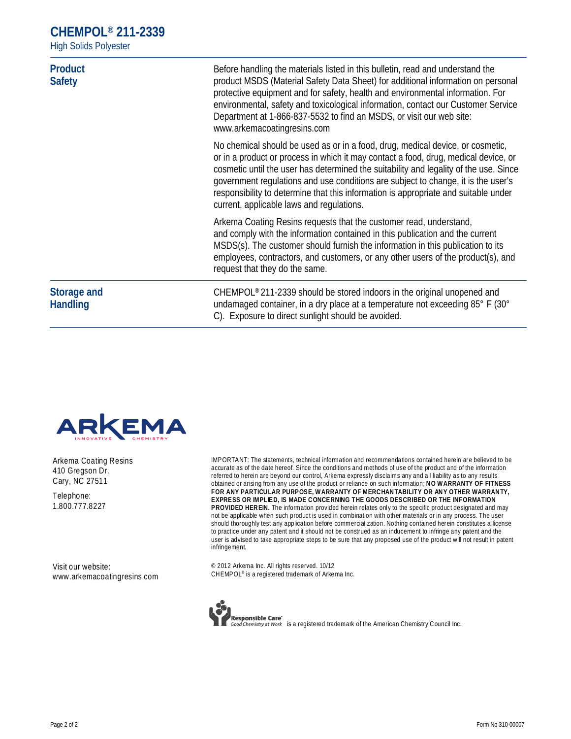# CHEMPOL® 211-2339

High Solids Polyester

## Product Safety

Before handling the materials listed in this bulletin, read and understand the product MSDS (Material Safety Data Sheet) for additional information on personal protective equipment and for safety, health and environmental information. For environmental, safety and toxicological information, contact our Customer Service Department at 1-866-837-5532 to find an MSDS, or visit our web site: www.arkemacoatingresins.com

No chemical should be used as or in a food, drug, medical device, or cosmetic, or in a product or process in which it may contact a food, drug, medical device, or cosmetic until the user has determined the suitability and legality of the use. Since government regulations and use conditions are subject to change, it is the user's responsibility to determine that this information is appropriate and suitable under current, applicable laws and regulations.

Arkema Coating Resins requests that the customer read, understand, and comply with the information contained in this publication and the current MSDS(s). The customer should furnish the information in this publication to its employees, contractors, and customers, or any other users of the product(s), and request that they do the same.

## Storage and Handling

CHEMPOL® 211-2339 should be stored indoors in the original unopened and undamaged container, in a dry place at a temperature not exceeding 85° F (30° C). Exposure to direct sunlight should be avoided.

ARKEMA INNOVATIVE CHEMISTRY

Arkema Coating Resins
410 Gregson Dr.
Cary, NC 27511

Telephone:
1.800.777.8227

Visit our website:
www.arkemacoatingresins.com

IMPORTANT: The statements, technical information and recommendations contained herein are believed to be accurate as of the date hereof. Since the conditions and methods of use of the product and of the information referred to herein are beyond our control, Arkema expressly disclaims any and all liability as to any results obtained or arising from any use of the product or reliance on such information; **NO WARRANTY OF FITNESS FOR ANY PARTICULAR PURPOSE, WARRANTY OF MERCHANTABILITY OR ANY OTHER WARRANTY, EXPRESS OR IMPLIED, IS MADE CONCERNING THE GOODS DESCRIBED OR THE INFORMATION PROVIDED HEREIN.** The information provided herein relates only to the specific product designated and may not be applicable when such product is used in combination with other materials or in any process. The user should thoroughly test any application before commercialization. Nothing contained herein constitutes a license to practice under any patent and it should not be construed as an inducement to infringe any patent and the user is advised to take appropriate steps to be sure that any proposed use of the product will not result in patent infringement.

© 2012 Arkema Inc. All rights reserved. 10/12
CHEMPOL® is a registered trademark of Arkema Inc.

Responsible Care® Good Chemistry at Work is a registered trademark of the American Chemistry Council Inc.

Form No 310-00007